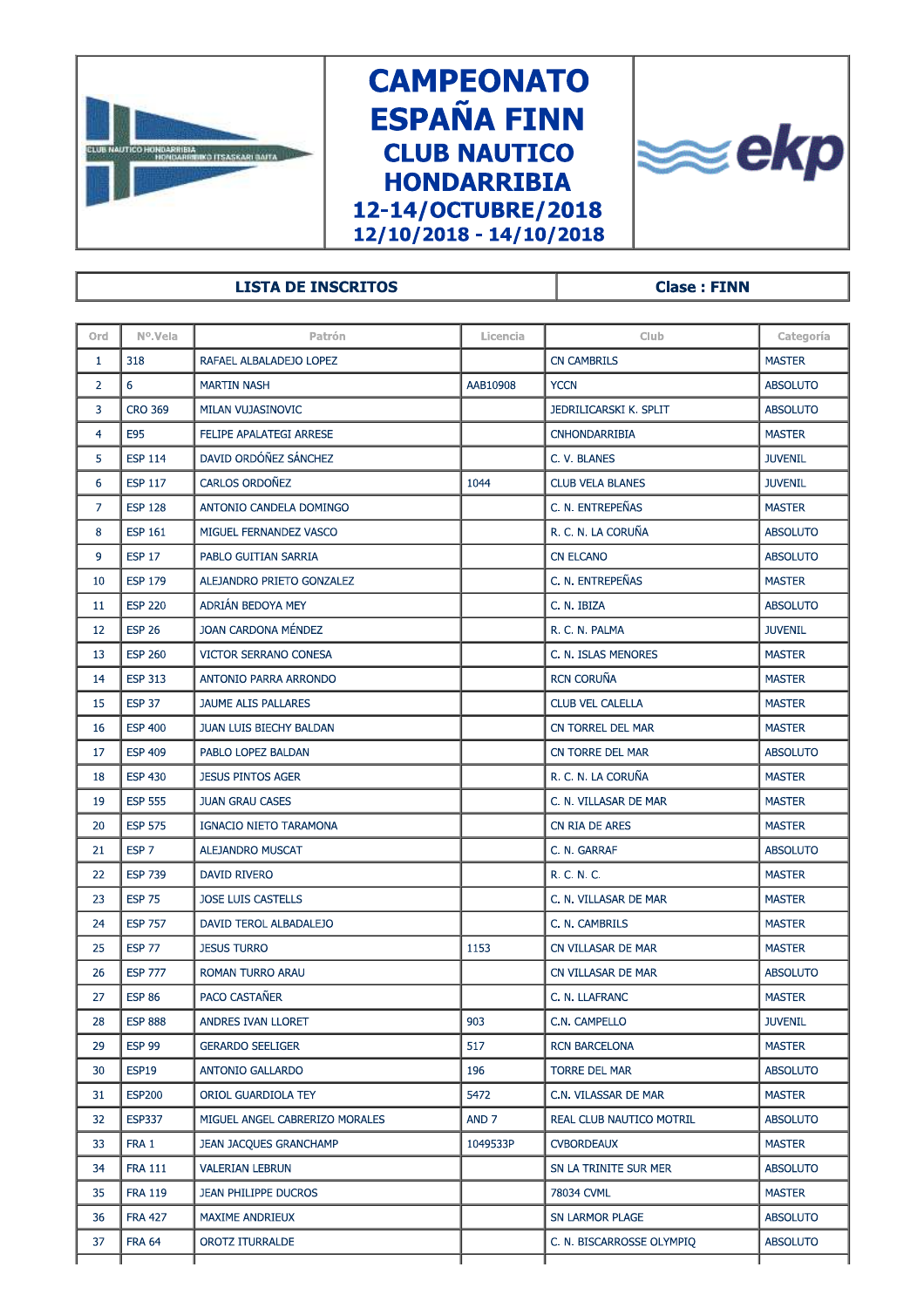# CAMPEONATO ESPAÑA FINN

## CLUB NAUTICO HONDARRIBIA

### 12-14/OCTUBRE/2018

### 12/10/2018 - 14/10/2018

| LISTA DE INSCRITOS | Clase : FINN |
|---|---|

| Ord | Nº.Vela | Patrón | Licencia | Club | Categoría |
|---|---|---|---|---|---|
| 1 | 318 | RAFAEL ALBALADEJO LOPEZ | | CN CAMBRILS | MASTER |
| 2 | 6 | MARTIN NASH | AAB10908 | YCCN | ABSOLUTO |
| 3 | CRO 369 | MILAN VUJASINOVIC | | JEDRILICARSKI K. SPLIT | ABSOLUTO |
| 4 | E95 | FELIPE APALATEGI ARRESE | | CNHONDARRIBIA | MASTER |
| 5 | ESP 114 | DAVID ORDÓÑEZ SÁNCHEZ | | C. V. BLANES | JUVENIL |
| 6 | ESP 117 | CARLOS ORDOÑEZ | 1044 | CLUB VELA BLANES | JUVENIL |
| 7 | ESP 128 | ANTONIO CANDELA DOMINGO | | C. N. ENTREPEÑAS | MASTER |
| 8 | ESP 161 | MIGUEL FERNANDEZ VASCO | | R. C. N. LA CORUÑA | ABSOLUTO |
| 9 | ESP 17 | PABLO GUITIAN SARRIA | | CN ELCANO | ABSOLUTO |
| 10 | ESP 179 | ALEJANDRO PRIETO GONZALEZ | | C. N. ENTREPEÑAS | MASTER |
| 11 | ESP 220 | ADRIÁN BEDOYA MEY | | C. N. IBIZA | ABSOLUTO |
| 12 | ESP 26 | JOAN CARDONA MÉNDEZ | | R. C. N. PALMA | JUVENIL |
| 13 | ESP 260 | VICTOR SERRANO CONESA | | C. N. ISLAS MENORES | MASTER |
| 14 | ESP 313 | ANTONIO PARRA ARRONDO | | RCN CORUÑA | MASTER |
| 15 | ESP 37 | JAUME ALIS PALLARES | | CLUB VEL CALELLA | MASTER |
| 16 | ESP 400 | JUAN LUIS BIECHY BALDAN | | CN TORREL DEL MAR | MASTER |
| 17 | ESP 409 | PABLO LOPEZ BALDAN | | CN TORRE DEL MAR | ABSOLUTO |
| 18 | ESP 430 | JESUS PINTOS AGER | | R. C. N. LA CORUÑA | MASTER |
| 19 | ESP 555 | JUAN GRAU CASES | | C. N. VILLASAR DE MAR | MASTER |
| 20 | ESP 575 | IGNACIO NIETO TARAMONA | | CN RIA DE ARES | MASTER |
| 21 | ESP 7 | ALEJANDRO MUSCAT | | C. N. GARRAF | ABSOLUTO |
| 22 | ESP 739 | DAVID RIVERO | | R. C. N. C. | MASTER |
| 23 | ESP 75 | JOSE LUIS CASTELLS | | C. N. VILLASAR DE MAR | MASTER |
| 24 | ESP 757 | DAVID TEROL ALBADALEJO | | C. N. CAMBRILS | MASTER |
| 25 | ESP 77 | JESUS TURRO | 1153 | CN VILLASAR DE MAR | MASTER |
| 26 | ESP 777 | ROMAN TURRO ARAU | | CN VILLASAR DE MAR | ABSOLUTO |
| 27 | ESP 86 | PACO CASTAÑER | | C. N. LLAFRANC | MASTER |
| 28 | ESP 888 | ANDRES IVAN LLORET | 903 | C.N. CAMPELLO | JUVENIL |
| 29 | ESP 99 | GERARDO SEELIGER | 517 | RCN BARCELONA | MASTER |
| 30 | ESP19 | ANTONIO GALLARDO | 196 | TORRE DEL MAR | ABSOLUTO |
| 31 | ESP200 | ORIOL GUARDIOLA TEY | 5472 | C.N. VILASSAR DE MAR | MASTER |
| 32 | ESP337 | MIGUEL ANGEL CABRERIZO MORALES | AND 7 | REAL CLUB NAUTICO MOTRIL | ABSOLUTO |
| 33 | FRA 1 | JEAN JACQUES GRANCHAMP | 1049533P | CVBORDEAUX | MASTER |
| 34 | FRA 111 | VALERIAN LEBRUN | | SN LA TRINITE SUR MER | ABSOLUTO |
| 35 | FRA 119 | JEAN PHILIPPE DUCROS | | 78034 CVML | MASTER |
| 36 | FRA 427 | MAXIME ANDRIEUX | | SN LARMOR PLAGE | ABSOLUTO |
| 37 | FRA 64 | OROTZ ITURRALDE | | C. N. BISCARROSSE OLYMPIQ | ABSOLUTO |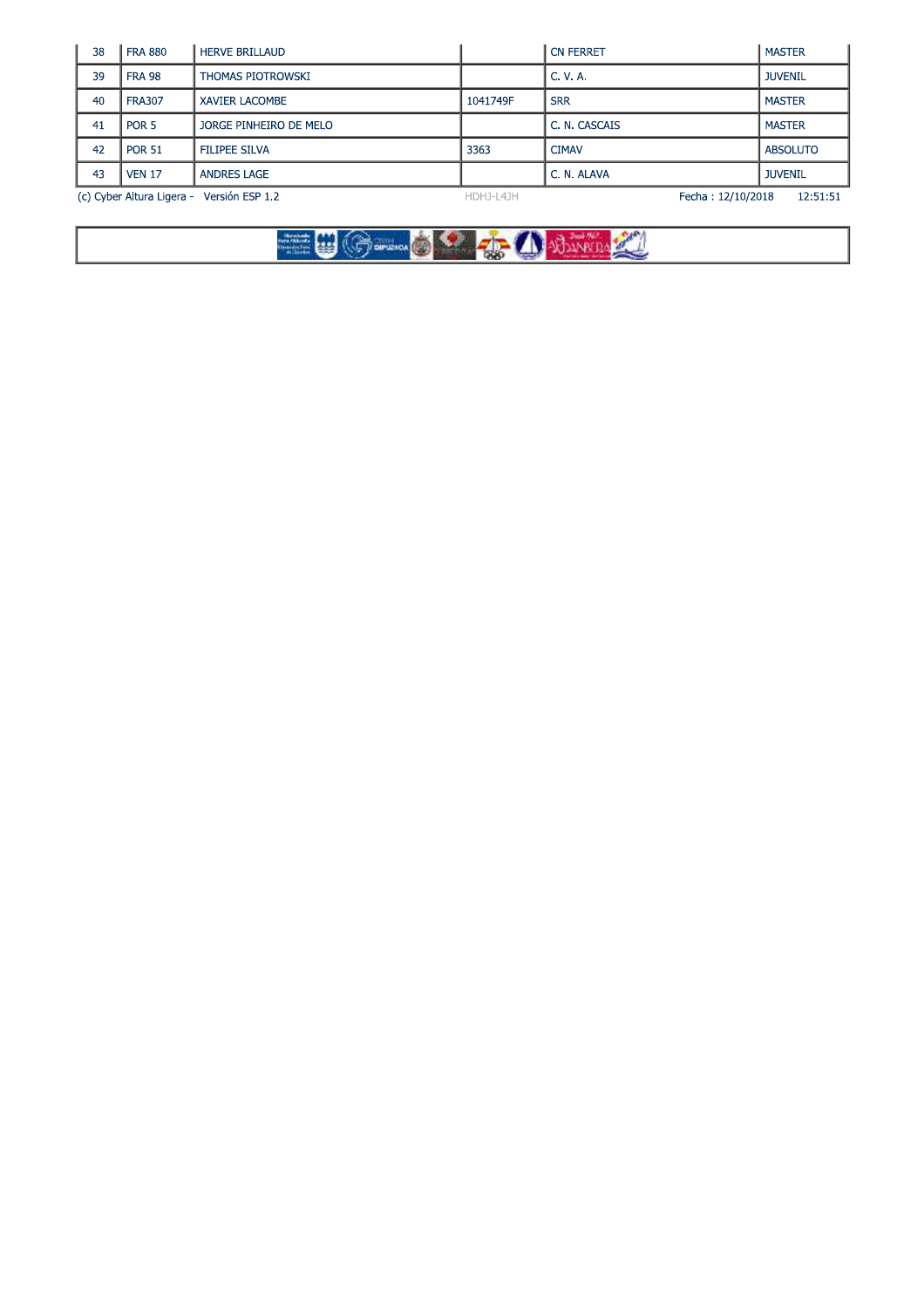| | | | | | |
|---|---|---|---|---|---|
| 38 | FRA 880 | HERVE BRILLAUD | | CN FERRET | MASTER |
| 39 | FRA 98 | THOMAS PIOTROWSKI | | C. V. A. | JUVENIL |
| 40 | FRA307 | XAVIER LACOMBE | 1041749F | SRR | MASTER |
| 41 | POR 5 | JORGE PINHEIRO DE MELO | | C. N. CASCAIS | MASTER |
| 42 | POR 51 | FILIPEE SILVA | 3363 | CIMAV | ABSOLUTO |
| 43 | VEN 17 | ANDRES LAGE | | C. N. ALAVA | JUVENIL |

(c) Cyber Altura Ligera - Versión ESP 1.2 HDHJ-L4JH Fecha : 12/10/2018 12:51:51